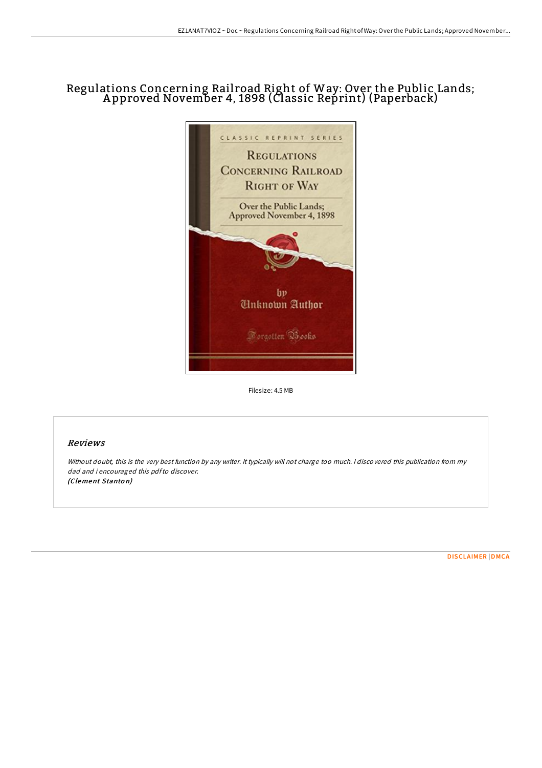# Regulations Concerning Railroad Right of Way: Over the Public Lands; Approved November 4, 1898 (Classic Reprint) (Paperback)

Filesize: 4.5 MB

## Reviews

*Without doubt, this is the very best function by any writer. It typically will not charge too much. I discovered this publication from my dad and i encouraged this pdf to discover.*
***(Clement Stanton)***

DISCLAIMER | DMCA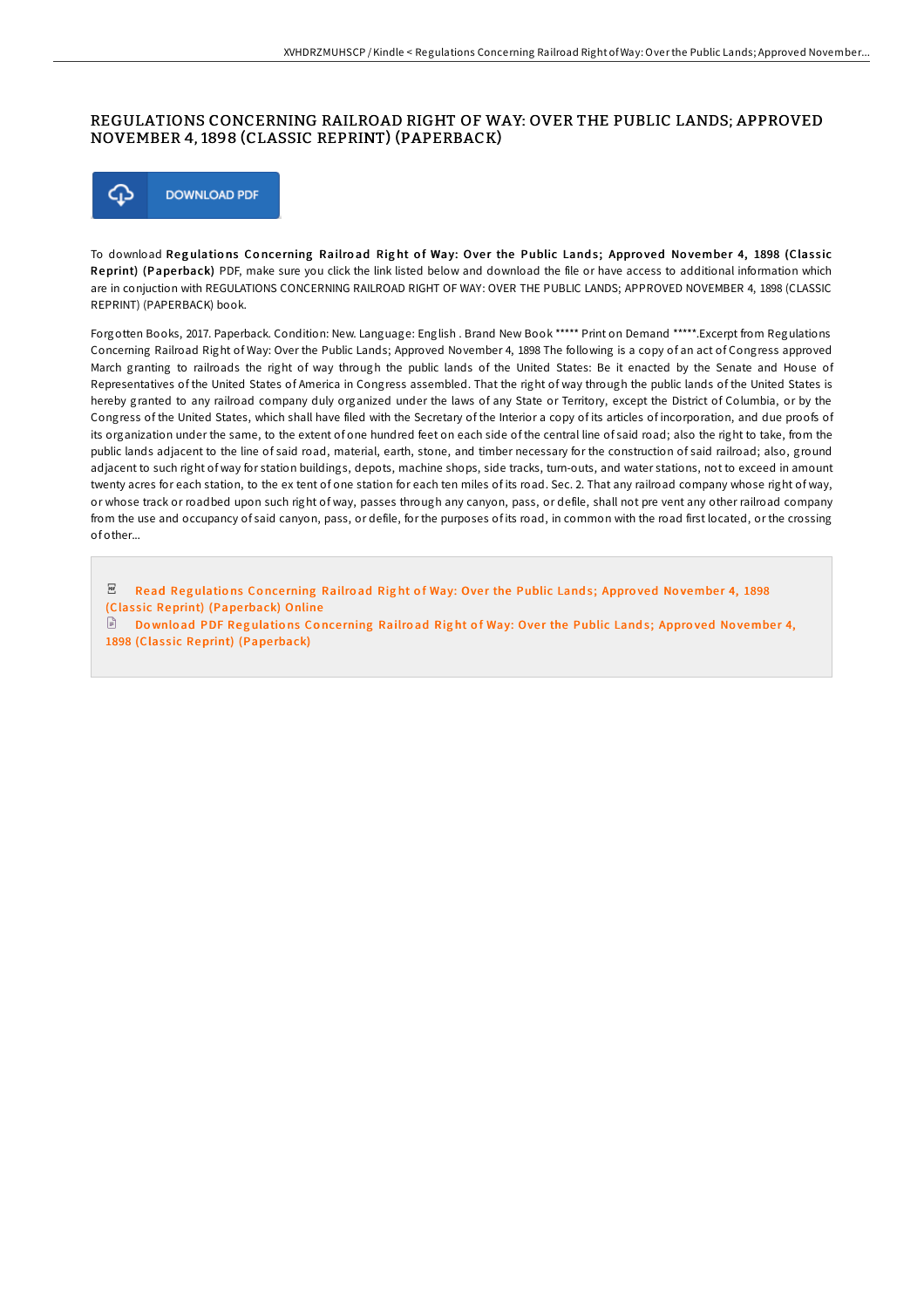# REGULATIONS CONCERNING RAILROAD RIGHT OF WAY: OVER THE PUBLIC LANDS; APPROVED NOVEMBER 4, 1898 (CLASSIC REPRINT) (PAPERBACK)

DOWNLOAD PDF

To download **Regulations Concerning Railroad Right of Way: Over the Public Lands; Approved November 4, 1898 (Classic Reprint) (Paperback)** PDF, make sure you click the link listed below and download the file or have access to additional information which are in conjuction with REGULATIONS CONCERNING RAILROAD RIGHT OF WAY: OVER THE PUBLIC LANDS; APPROVED NOVEMBER 4, 1898 (CLASSIC REPRINT) (PAPERBACK) book.

Forgotten Books, 2017. Paperback. Condition: New. Language: English . Brand New Book ***** Print on Demand *****.Excerpt from Regulations Concerning Railroad Right of Way: Over the Public Lands; Approved November 4, 1898 The following is a copy of an act of Congress approved March granting to railroads the right of way through the public lands of the United States: Be it enacted by the Senate and House of Representatives of the United States of America in Congress assembled. That the right of way through the public lands of the United States is hereby granted to any railroad company duly organized under the laws of any State or Territory, except the District of Columbia, or by the Congress of the United States, which shall have filed with the Secretary of the Interior a copy of its articles of incorporation, and due proofs of its organization under the same, to the extent of one hundred feet on each side of the central line of said road; also the right to take, from the public lands adjacent to the line of said road, material, earth, stone, and timber necessary for the construction of said railroad; also, ground adjacent to such right of way for station buildings, depots, machine shops, side tracks, turn-outs, and water stations, not to exceed in amount twenty acres for each station, to the ex tent of one station for each ten miles of its road. Sec. 2. That any railroad company whose right of way, or whose track or roadbed upon such right of way, passes through any canyon, pass, or defile, shall not pre vent any other railroad company from the use and occupancy of said canyon, pass, or defile, for the purposes of its road, in common with the road first located, or the crossing of other...

Read Regulations Concerning Railroad Right of Way: Over the Public Lands; Approved November 4, 1898 (Classic Reprint) (Paperback) Online

Download PDF Regulations Concerning Railroad Right of Way: Over the Public Lands; Approved November 4, 1898 (Classic Reprint) (Paperback)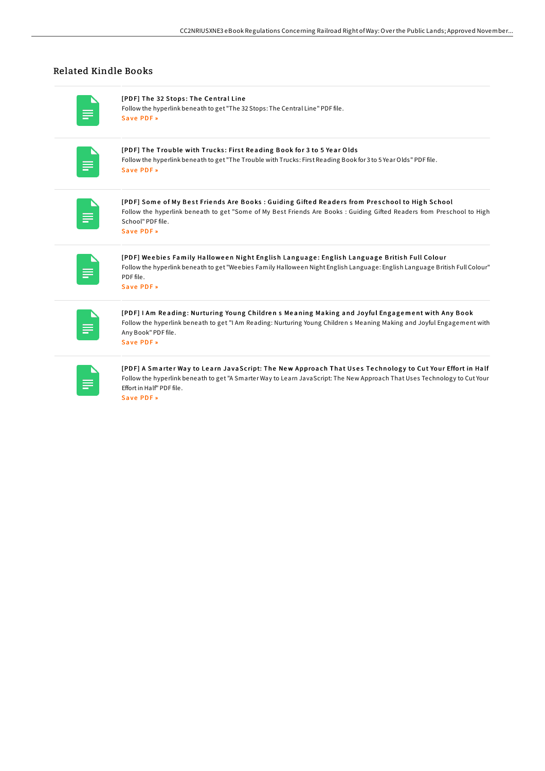## Related Kindle Books

[PDF] The 32 Stops: The Central Line
Follow the hyperlink beneath to get "The 32 Stops: The Central Line" PDF file.
Save PDF »

[PDF] The Trouble with Trucks: First Reading Book for 3 to 5 Year Olds
Follow the hyperlink beneath to get "The Trouble with Trucks: First Reading Book for 3 to 5 Year Olds" PDF file.
Save PDF »

[PDF] Some of My Best Friends Are Books : Guiding Gifted Readers from Preschool to High School
Follow the hyperlink beneath to get "Some of My Best Friends Are Books : Guiding Gifted Readers from Preschool to High School" PDF file.
Save PDF »

[PDF] Weebies Family Halloween Night English Language: English Language British Full Colour
Follow the hyperlink beneath to get "Weebies Family Halloween Night English Language: English Language British Full Colour" PDF file.
Save PDF »

[PDF] I Am Reading: Nurturing Young Children s Meaning Making and Joyful Engagement with Any Book
Follow the hyperlink beneath to get "I Am Reading: Nurturing Young Children s Meaning Making and Joyful Engagement with Any Book" PDF file.
Save PDF »

[PDF] A Smarter Way to Learn JavaScript: The New Approach That Uses Technology to Cut Your Effort in Half
Follow the hyperlink beneath to get "A Smarter Way to Learn JavaScript: The New Approach That Uses Technology to Cut Your Effort in Half" PDF file.
Save PDF »